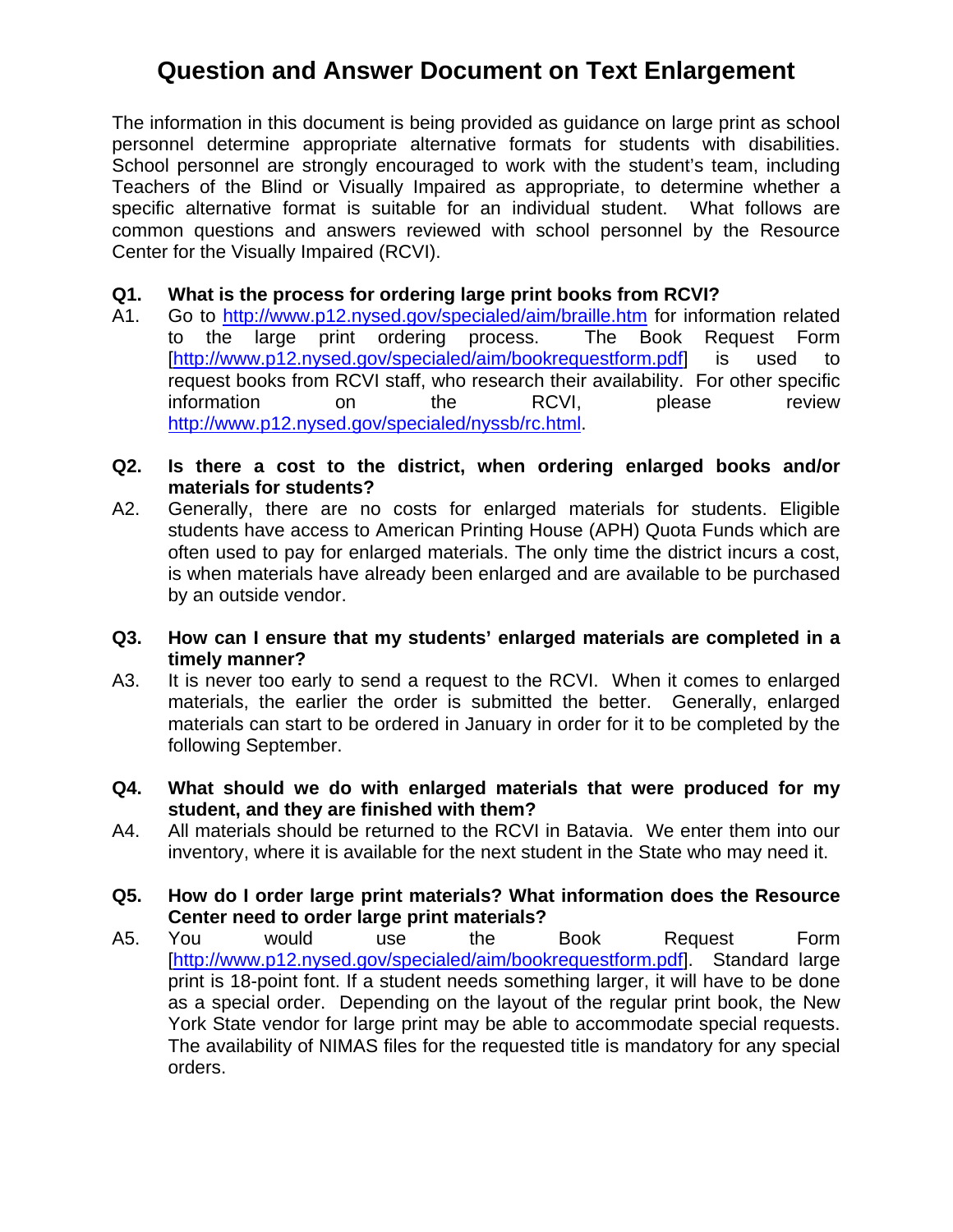# Question and Answer Document on Text Enlargement

The information in this document is being provided as guidance on large print as school personnel determine appropriate alternative formats for students with disabilities. School personnel are strongly encouraged to work with the student's team, including Teachers of the Blind or Visually Impaired as appropriate, to determine whether a specific alternative format is suitable for an individual student. What follows are common questions and answers reviewed with school personnel by the Resource Center for the Visually Impaired (RCVI).

**Q1. What is the process for ordering large print books from RCVI?**

A1. Go to http://www.p12.nysed.gov/specialed/aim/braille.htm for information related to the large print ordering process. The Book Request Form [http://www.p12.nysed.gov/specialed/aim/bookrequestform.pdf] is used to request books from RCVI staff, who research their availability. For other specific information on the RCVI, please review http://www.p12.nysed.gov/specialed/nyssb/rc.html.

**Q2. Is there a cost to the district, when ordering enlarged books and/or materials for students?**

A2. Generally, there are no costs for enlarged materials for students. Eligible students have access to American Printing House (APH) Quota Funds which are often used to pay for enlarged materials. The only time the district incurs a cost, is when materials have already been enlarged and are available to be purchased by an outside vendor.

**Q3. How can I ensure that my students' enlarged materials are completed in a timely manner?**

A3. It is never too early to send a request to the RCVI. When it comes to enlarged materials, the earlier the order is submitted the better. Generally, enlarged materials can start to be ordered in January in order for it to be completed by the following September.

**Q4. What should we do with enlarged materials that were produced for my student, and they are finished with them?**

A4. All materials should be returned to the RCVI in Batavia. We enter them into our inventory, where it is available for the next student in the State who may need it.

**Q5. How do I order large print materials? What information does the Resource Center need to order large print materials?**

A5. You would use the Book Request Form [http://www.p12.nysed.gov/specialed/aim/bookrequestform.pdf]. Standard large print is 18-point font. If a student needs something larger, it will have to be done as a special order. Depending on the layout of the regular print book, the New York State vendor for large print may be able to accommodate special requests. The availability of NIMAS files for the requested title is mandatory for any special orders.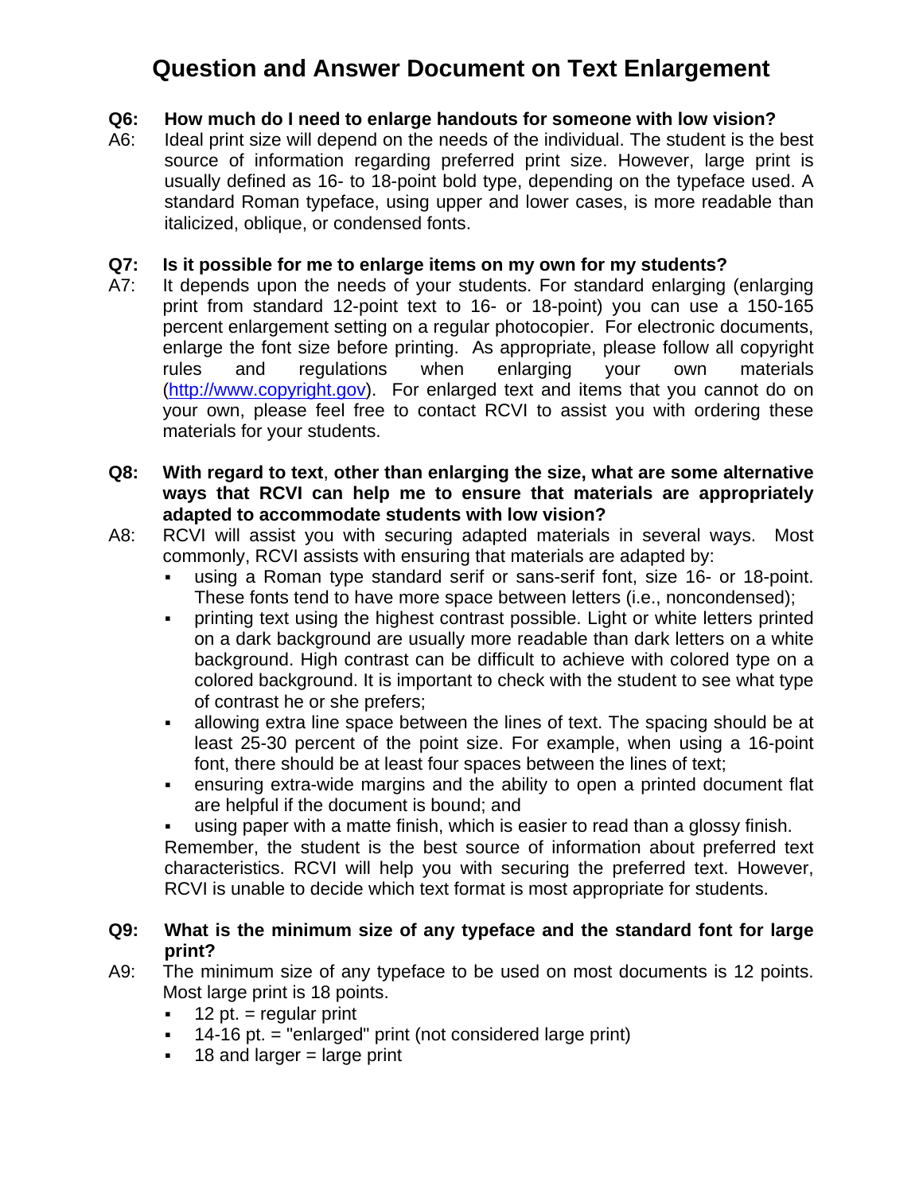# Question and Answer Document on Text Enlargement

**Q6: How much do I need to enlarge handouts for someone with low vision?**

A6: Ideal print size will depend on the needs of the individual. The student is the best source of information regarding preferred print size. However, large print is usually defined as 16- to 18-point bold type, depending on the typeface used. A standard Roman typeface, using upper and lower cases, is more readable than italicized, oblique, or condensed fonts.

**Q7: Is it possible for me to enlarge items on my own for my students?**

A7: It depends upon the needs of your students. For standard enlarging (enlarging print from standard 12-point text to 16- or 18-point) you can use a 150-165 percent enlargement setting on a regular photocopier. For electronic documents, enlarge the font size before printing. As appropriate, please follow all copyright rules and regulations when enlarging your own materials ([http://www.copyright.gov](http://www.copyright.gov)). For enlarged text and items that you cannot do on your own, please feel free to contact RCVI to assist you with ordering these materials for your students.

**Q8: With regard to text, other than enlarging the size, what are some alternative ways that RCVI can help me to ensure that materials are appropriately adapted to accommodate students with low vision?**

A8: RCVI will assist you with securing adapted materials in several ways. Most commonly, RCVI assists with ensuring that materials are adapted by:

- using a Roman type standard serif or sans-serif font, size 16- or 18-point. These fonts tend to have more space between letters (i.e., noncondensed);
- printing text using the highest contrast possible. Light or white letters printed on a dark background are usually more readable than dark letters on a white background. High contrast can be difficult to achieve with colored type on a colored background. It is important to check with the student to see what type of contrast he or she prefers;
- allowing extra line space between the lines of text. The spacing should be at least 25-30 percent of the point size. For example, when using a 16-point font, there should be at least four spaces between the lines of text;
- ensuring extra-wide margins and the ability to open a printed document flat are helpful if the document is bound; and
- using paper with a matte finish, which is easier to read than a glossy finish.

Remember, the student is the best source of information about preferred text characteristics. RCVI will help you with securing the preferred text. However, RCVI is unable to decide which text format is most appropriate for students.

**Q9: What is the minimum size of any typeface and the standard font for large print?**

A9: The minimum size of any typeface to be used on most documents is 12 points. Most large print is 18 points.

- 12 pt. = regular print
- 14-16 pt. = "enlarged" print (not considered large print)
- 18 and larger = large print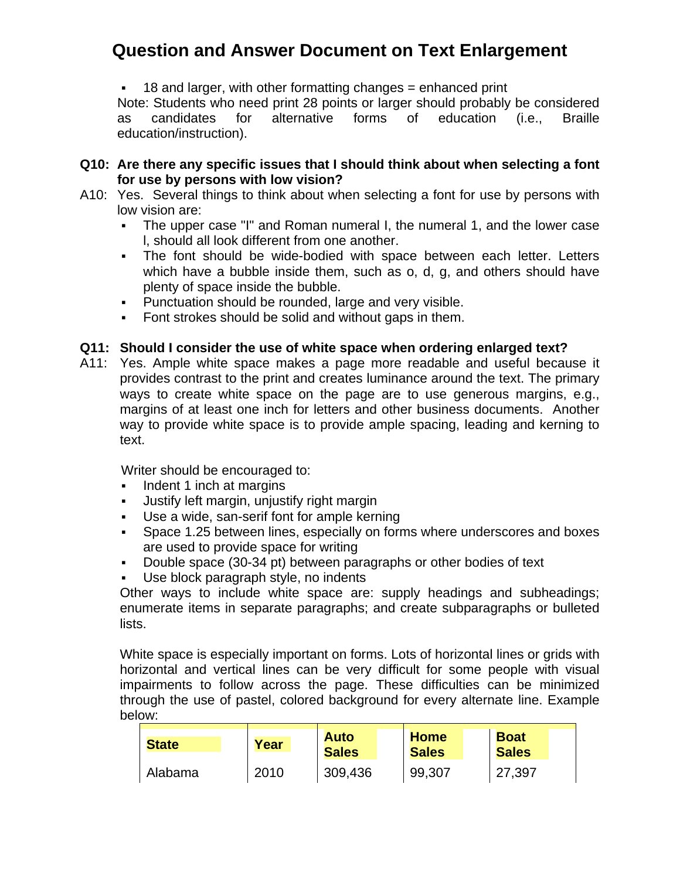- 18 and larger, with other formatting changes = enhanced print

Note: Students who need print 28 points or larger should probably be considered as candidates for alternative forms of education (i.e., Braille education/instruction).

**Q10: Are there any specific issues that I should think about when selecting a font for use by persons with low vision?**

A10: Yes. Several things to think about when selecting a font for use by persons with low vision are:

- The upper case "I" and Roman numeral I, the numeral 1, and the lower case l, should all look different from one another.
- The font should be wide-bodied with space between each letter. Letters which have a bubble inside them, such as o, d, g, and others should have plenty of space inside the bubble.
- Punctuation should be rounded, large and very visible.
- Font strokes should be solid and without gaps in them.

**Q11: Should I consider the use of white space when ordering enlarged text?**

A11: Yes. Ample white space makes a page more readable and useful because it provides contrast to the print and creates luminance around the text. The primary ways to create white space on the page are to use generous margins, e.g., margins of at least one inch for letters and other business documents. Another way to provide white space is to provide ample spacing, leading and kerning to text.

Writer should be encouraged to:

- Indent 1 inch at margins
- Justify left margin, unjustify right margin
- Use a wide, san-serif font for ample kerning
- Space 1.25 between lines, especially on forms where underscores and boxes are used to provide space for writing
- Double space (30-34 pt) between paragraphs or other bodies of text
- Use block paragraph style, no indents

Other ways to include white space are: supply headings and subheadings; enumerate items in separate paragraphs; and create subparagraphs or bulleted lists.

White space is especially important on forms. Lots of horizontal lines or grids with horizontal and vertical lines can be very difficult for some people with visual impairments to follow across the page. These difficulties can be minimized through the use of pastel, colored background for every alternate line. Example below:

| State | Year | Auto Sales | Home Sales | Boat Sales |
|---|---|---|---|---|
| Alabama | 2010 | 309,436 | 99,307 | 27,397 |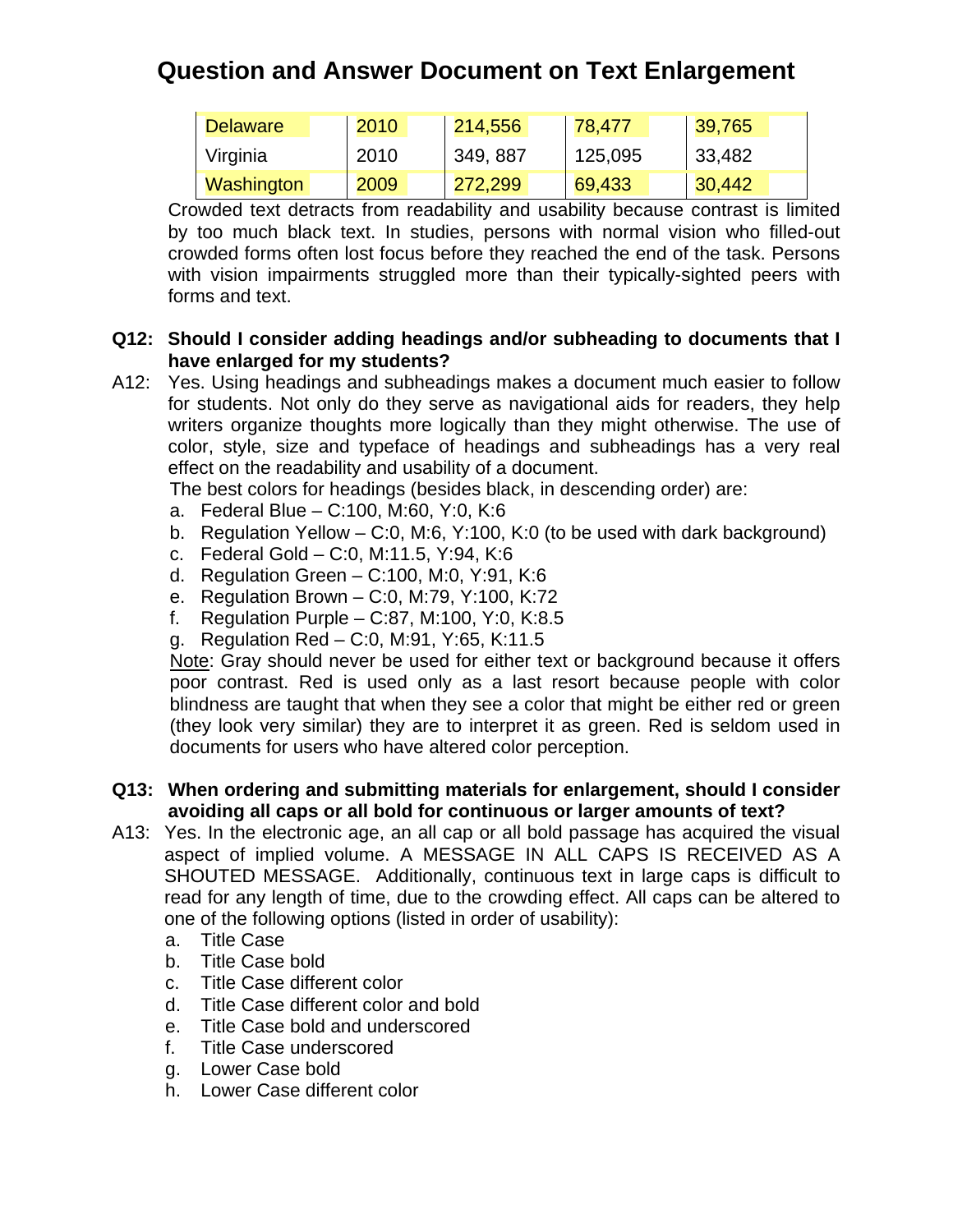# Question and Answer Document on Text Enlargement

| Delaware | 2010 | 214,556 | 78,477 | 39,765 |
|---|---|---|---|---|
| Virginia | 2010 | 349, 887 | 125,095 | 33,482 |
| Washington | 2009 | 272,299 | 69,433 | 30,442 |

Crowded text detracts from readability and usability because contrast is limited by too much black text. In studies, persons with normal vision who filled-out crowded forms often lost focus before they reached the end of the task. Persons with vision impairments struggled more than their typically-sighted peers with forms and text.

**Q12: Should I consider adding headings and/or subheading to documents that I have enlarged for my students?**

A12: Yes. Using headings and subheadings makes a document much easier to follow for students. Not only do they serve as navigational aids for readers, they help writers organize thoughts more logically than they might otherwise. The use of color, style, size and typeface of headings and subheadings has a very real effect on the readability and usability of a document.

The best colors for headings (besides black, in descending order) are:

a. Federal Blue – C:100, M:60, Y:0, K:6
b. Regulation Yellow – C:0, M:6, Y:100, K:0 (to be used with dark background)
c. Federal Gold – C:0, M:11.5, Y:94, K:6
d. Regulation Green – C:100, M:0, Y:91, K:6
e. Regulation Brown – C:0, M:79, Y:100, K:72
f. Regulation Purple – C:87, M:100, Y:0, K:8.5
g. Regulation Red – C:0, M:91, Y:65, K:11.5

Note: Gray should never be used for either text or background because it offers poor contrast. Red is used only as a last resort because people with color blindness are taught that when they see a color that might be either red or green (they look very similar) they are to interpret it as green. Red is seldom used in documents for users who have altered color perception.

**Q13: When ordering and submitting materials for enlargement, should I consider avoiding all caps or all bold for continuous or larger amounts of text?**

A13: Yes. In the electronic age, an all cap or all bold passage has acquired the visual aspect of implied volume. A MESSAGE IN ALL CAPS IS RECEIVED AS A SHOUTED MESSAGE. Additionally, continuous text in large caps is difficult to read for any length of time, due to the crowding effect. All caps can be altered to one of the following options (listed in order of usability):

a. Title Case
b. Title Case bold
c. Title Case different color
d. Title Case different color and bold
e. Title Case bold and underscored
f. Title Case underscored
g. Lower Case bold
h. Lower Case different color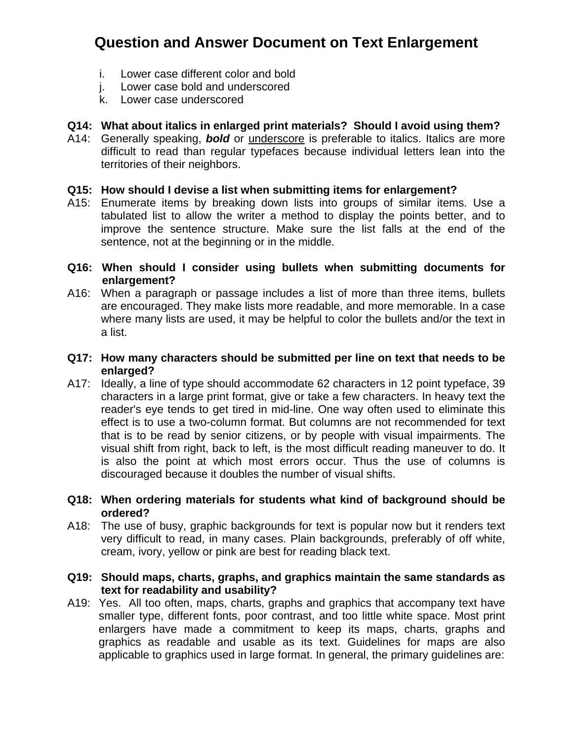i. Lower case different color and bold
j. Lower case bold and underscored
k. Lower case underscored

**Q14: What about italics in enlarged print materials? Should I avoid using them?**

A14: Generally speaking, ***bold*** or <u>underscore</u> is preferable to italics. Italics are more difficult to read than regular typefaces because individual letters lean into the territories of their neighbors.

**Q15: How should I devise a list when submitting items for enlargement?**

A15: Enumerate items by breaking down lists into groups of similar items. Use a tabulated list to allow the writer a method to display the points better, and to improve the sentence structure. Make sure the list falls at the end of the sentence, not at the beginning or in the middle.

**Q16: When should I consider using bullets when submitting documents for enlargement?**

A16: When a paragraph or passage includes a list of more than three items, bullets are encouraged. They make lists more readable, and more memorable. In a case where many lists are used, it may be helpful to color the bullets and/or the text in a list.

**Q17: How many characters should be submitted per line on text that needs to be enlarged?**

A17: Ideally, a line of type should accommodate 62 characters in 12 point typeface, 39 characters in a large print format, give or take a few characters. In heavy text the reader's eye tends to get tired in mid-line. One way often used to eliminate this effect is to use a two-column format. But columns are not recommended for text that is to be read by senior citizens, or by people with visual impairments. The visual shift from right, back to left, is the most difficult reading maneuver to do. It is also the point at which most errors occur. Thus the use of columns is discouraged because it doubles the number of visual shifts.

**Q18: When ordering materials for students what kind of background should be ordered?**

A18: The use of busy, graphic backgrounds for text is popular now but it renders text very difficult to read, in many cases. Plain backgrounds, preferably of off white, cream, ivory, yellow or pink are best for reading black text.

**Q19: Should maps, charts, graphs, and graphics maintain the same standards as text for readability and usability?**

A19: Yes. All too often, maps, charts, graphs and graphics that accompany text have smaller type, different fonts, poor contrast, and too little white space. Most print enlargers have made a commitment to keep its maps, charts, graphs and graphics as readable and usable as its text. Guidelines for maps are also applicable to graphics used in large format. In general, the primary guidelines are: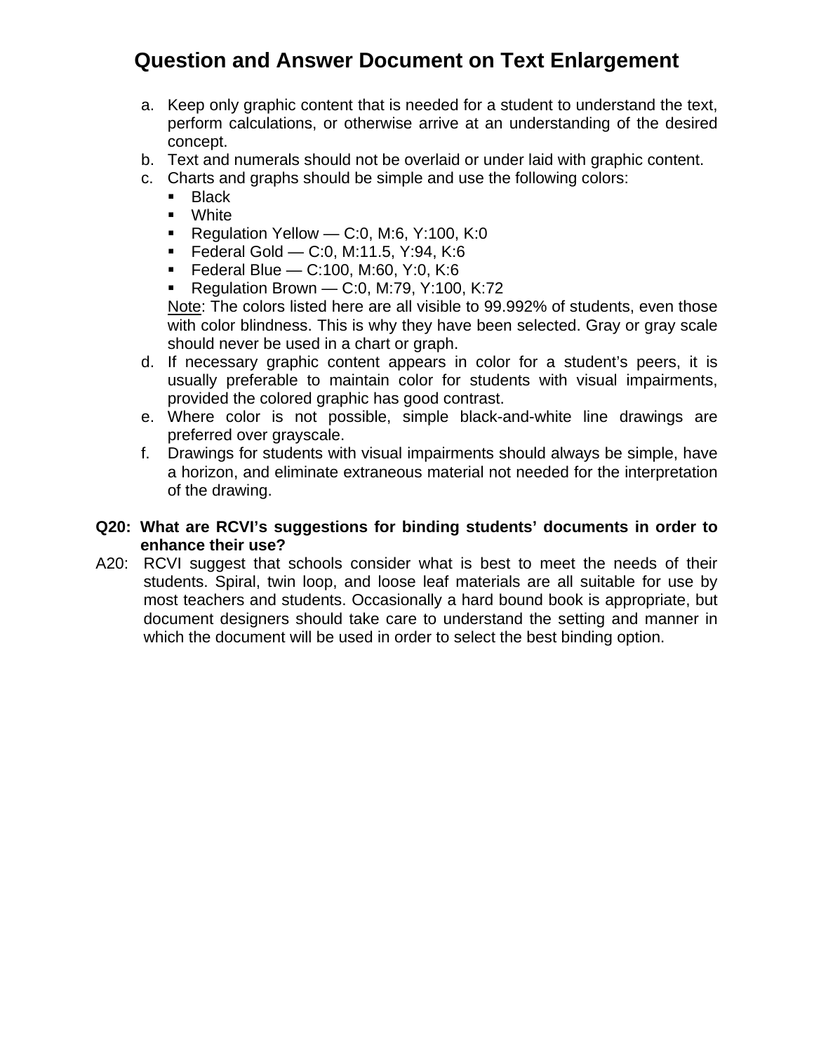a. Keep only graphic content that is needed for a student to understand the text, perform calculations, or otherwise arrive at an understanding of the desired concept.
b. Text and numerals should not be overlaid or under laid with graphic content.
c. Charts and graphs should be simple and use the following colors:
   - Black
   - White
   - Regulation Yellow — C:0, M:6, Y:100, K:0
   - Federal Gold — C:0, M:11.5, Y:94, K:6
   - Federal Blue — C:100, M:60, Y:0, K:6
   - Regulation Brown — C:0, M:79, Y:100, K:72

   Note: The colors listed here are all visible to 99.992% of students, even those with color blindness. This is why they have been selected. Gray or gray scale should never be used in a chart or graph.
d. If necessary graphic content appears in color for a student's peers, it is usually preferable to maintain color for students with visual impairments, provided the colored graphic has good contrast.
e. Where color is not possible, simple black-and-white line drawings are preferred over grayscale.
f. Drawings for students with visual impairments should always be simple, have a horizon, and eliminate extraneous material not needed for the interpretation of the drawing.

**Q20: What are RCVI's suggestions for binding students' documents in order to enhance their use?**

A20: RCVI suggest that schools consider what is best to meet the needs of their students. Spiral, twin loop, and loose leaf materials are all suitable for use by most teachers and students. Occasionally a hard bound book is appropriate, but document designers should take care to understand the setting and manner in which the document will be used in order to select the best binding option.